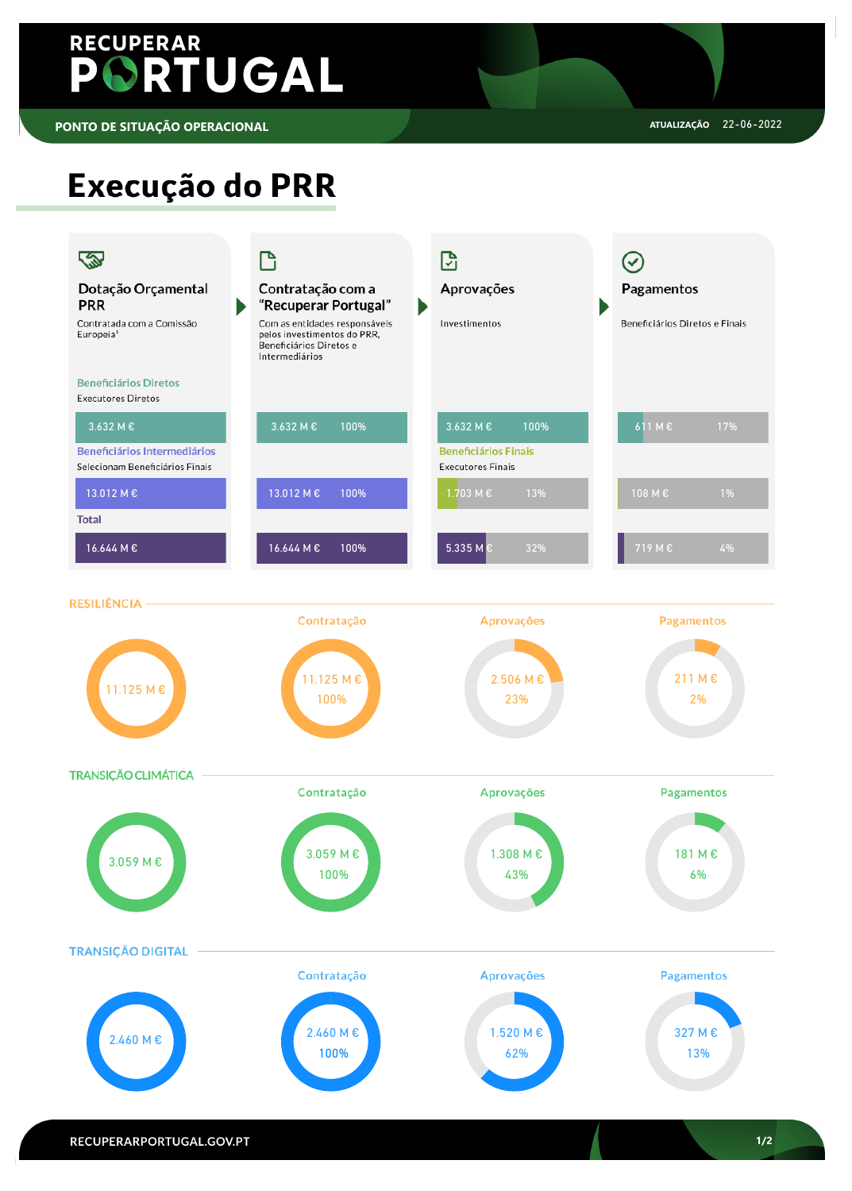RECUPERAR PORTUGAL

PONTO DE SITUAÇÃO OPERACIONAL

ATUALIZAÇÃO 22-06-2022

# Execução do PRR

| | Dotação Orçamental PRR | Contratação com a "Recuperar Portugal" | | Aprovações | | Pagamentos | |
|---|---|---|---|---|---|---|---|
| | Contratada com a Comissão Europeia[1] | Com as entidades responsáveis pelos investimentos do PRR, Beneficiários Diretos e Intermediários | | Investimentos | | Beneficiários Diretos e Finais | |
| **Beneficiários Diretos** – Executores Diretos | 3.632 M € | 3.632 M € | 100% | 3.632 M € | 100% | 611 M € | 17% |
| **Beneficiários Intermediários** – Selecionam Beneficiários Finais / **Beneficiários Finais** – Executores Finais | 13.012 M € | 13.012 M € | 100% | 1.703 M € | 13% | 108 M € | 1% |
| **Total** | 16.644 M € | 16.644 M € | 100% | 5.335 M € | 32% | 719 M € | 4% |

## RESILIÊNCIA

| Dotação | Contratação | | Aprovações | | Pagamentos | |
|---|---|---|---|---|---|---|
| 11.125 M € | 11.125 M € | 100% | 2.506 M € | 23% | 211 M € | 2% |

## TRANSIÇÃO CLIMÁTICA

| Dotação | Contratação | | Aprovações | | Pagamentos | |
|---|---|---|---|---|---|---|
| 3.059 M € | 3.059 M € | 100% | 1.308 M € | 43% | 181 M € | 6% |

## TRANSIÇÃO DIGITAL

| Dotação | Contratação | | Aprovações | | Pagamentos | |
|---|---|---|---|---|---|---|
| 2.460 M € | 2.460 M € | 100% | 1.520 M € | 62% | 327 M € | 13% |

RECUPERARPORTUGAL.GOV.PT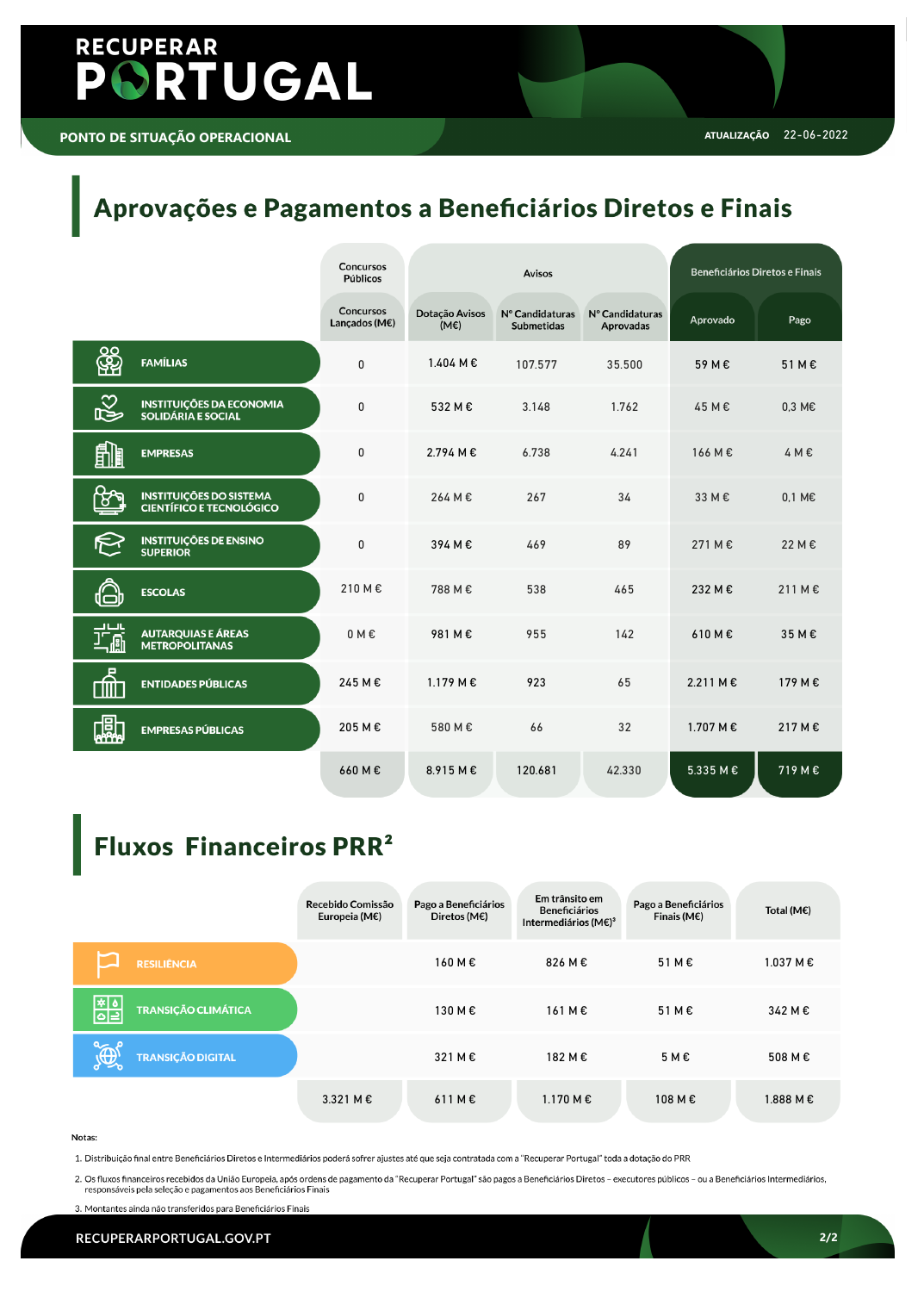# RECUPERAR PORTUGAL

PONTO DE SITUAÇÃO OPERACIONAL

ATUALIZAÇÃO 22-06-2022

## Aprovações e Pagamentos a Beneficiários Diretos e Finais

| | Concursos Públicos | Avisos | | | Beneficiários Diretos e Finais | |
|---|---|---|---|---|---|---|
| | Concursos Lançados (M€) | Dotação Avisos (M€) | Nº Candidaturas Submetidas | Nº Candidaturas Aprovadas | Aprovado | Pago |
| FAMÍLIAS | 0 | 1.404 M € | 107.577 | 35.500 | 59 M € | 51 M € |
| INSTITUIÇÕES DA ECONOMIA SOLIDÁRIA E SOCIAL | 0 | 532 M € | 3.148 | 1.762 | 45 M € | 0,3 M€ |
| EMPRESAS | 0 | 2.794 M € | 6.738 | 4.241 | 166 M € | 4 M € |
| INSTITUIÇÕES DO SISTEMA CIENTÍFICO E TECNOLÓGICO | 0 | 264 M € | 267 | 34 | 33 M € | 0,1 M€ |
| INSTITUIÇÕES DE ENSINO SUPERIOR | 0 | 394 M € | 469 | 89 | 271 M € | 22 M € |
| ESCOLAS | 210 M € | 788 M € | 538 | 465 | 232 M € | 211 M € |
| AUTARQUIAS E ÁREAS METROPOLITANAS | 0 M € | 981 M € | 955 | 142 | 610 M € | 35 M € |
| ENTIDADES PÚBLICAS | 245 M € | 1.179 M € | 923 | 65 | 2.211 M € | 179 M € |
| EMPRESAS PÚBLICAS | 205 M € | 580 M € | 66 | 32 | 1.707 M € | 217 M € |
| | 660 M € | 8.915 M € | 120.681 | 42.330 | 5.335 M € | 719 M € |

## Fluxos Financeiros PRR[2]

| | Recebido Comissão Europeia (M€) | Pago a Beneficiários Diretos (M€) | Em trânsito em Beneficiários Intermediários (M€)[3] | Pago a Beneficiários Finais (M€) | Total (M€) |
|---|---|---|---|---|---|
| RESILIÊNCIA | | 160 M € | 826 M € | 51 M € | 1.037 M € |
| TRANSIÇÃO CLIMÁTICA | | 130 M € | 161 M € | 51 M € | 342 M € |
| TRANSIÇÃO DIGITAL | | 321 M € | 182 M € | 5 M € | 508 M € |
| | 3.321 M € | 611 M € | 1.170 M € | 108 M € | 1.888 M € |

Notas:

1. Distribuição final entre Beneficiários Diretos e Intermediários poderá sofrer ajustes até que seja contratada com a "Recuperar Portugal" toda a dotação do PRR
2. Os fluxos financeiros recebidos da União Europeia, após ordens de pagamento da "Recuperar Portugal" são pagos a Beneficiários Diretos – executores públicos – ou a Beneficiários Intermediários, responsáveis pela seleção e pagamentos aos Beneficiários Finais
3. Montantes ainda não transferidos para Beneficiários Finais

RECUPERARPORTUGAL.GOV.PT